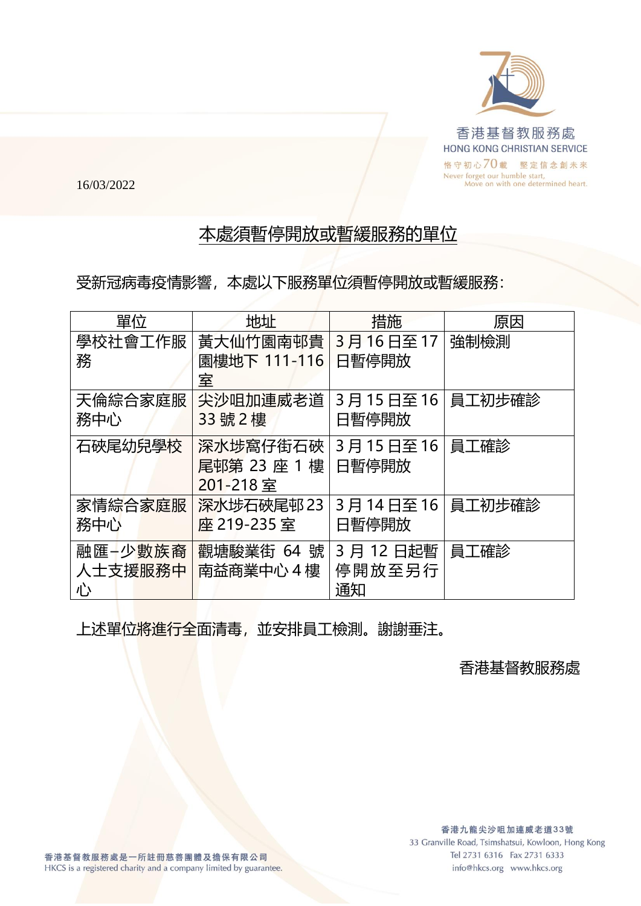香港基督教服務處
HONG KONG CHRISTIAN SERVICE
恪守初心70載 堅定信念創未來
Never forget our humble start,
Move on with one determined heart.

16/03/2022

## 本處須暫停開放或暫緩服務的單位

受新冠病毒疫情影響，本處以下服務單位須暫停開放或暫緩服務：

| 單位 | 地址 | 措施 | 原因 |
| --- | --- | --- | --- |
| 學校社會工作服務 | 黃大仙竹園南邨貴園樓地下 111-116 室 | 3 月 16 日至 17 日暫停開放 | 強制檢測 |
| 天倫綜合家庭服務中心 | 尖沙咀加連威老道 33 號 2 樓 | 3 月 15 日至 16 日暫停開放 | 員工初步確診 |
| 石硤尾幼兒學校 | 深水埗窩仔街石硤尾邨第 23 座 1 樓 201-218 室 | 3 月 15 日至 16 日暫停開放 | 員工確診 |
| 家情綜合家庭服務中心 | 深水埗石硤尾邨 23 座 219-235 室 | 3 月 14 日至 16 日暫停開放 | 員工初步確診 |
| 融匯–少數族裔人士支援服務中心 | 觀塘駿業街 64 號南益商業中心 4 樓 | 3 月 12 日起暫停開放至另行通知 | 員工確診 |

上述單位將進行全面清毒，並安排員工檢測。謝謝垂注。

香港基督教服務處

香港基督教服務處是一所註冊慈善團體及擔保有限公司
HKCS is a registered charity and a company limited by guarantee.

香港九龍尖沙咀加連威老道33號
33 Granville Road, Tsimshatsui, Kowloon, Hong Kong
Tel 2731 6316 Fax 2731 6333
info@hkcs.org www.hkcs.org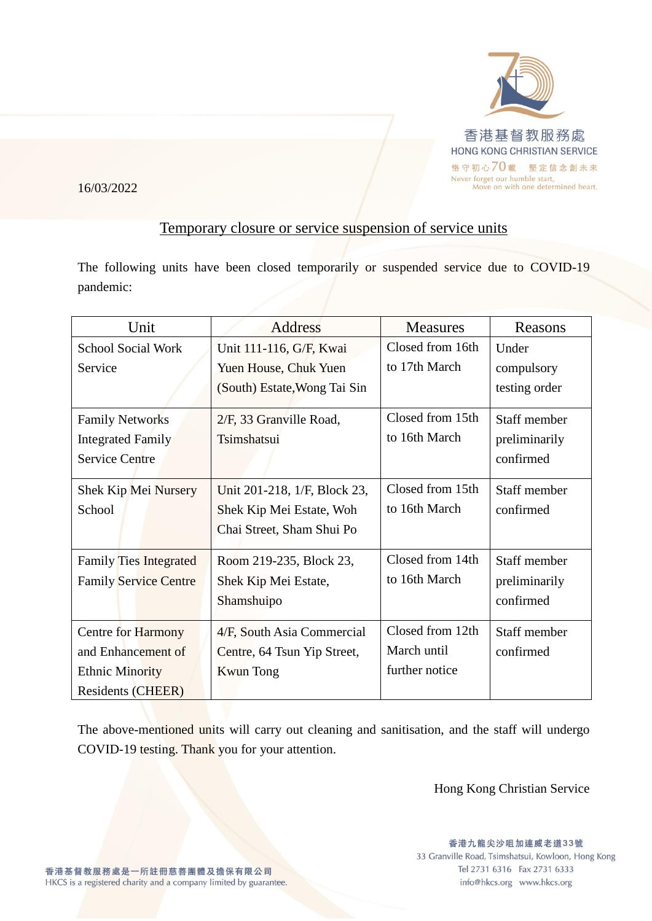香港基督教服務處
HONG KONG CHRISTIAN SERVICE
恪守初心70載 堅定信念創未來
Never forget our humble start,
Move on with one determined heart.

16/03/2022

## Temporary closure or service suspension of service units

The following units have been closed temporarily or suspended service due to COVID-19 pandemic:

| Unit | Address | Measures | Reasons |
|---|---|---|---|
| School Social Work Service | Unit 111-116, G/F, Kwai Yuen House, Chuk Yuen (South) Estate,Wong Tai Sin | Closed from 16th to 17th March | Under compulsory testing order |
| Family Networks Integrated Family Service Centre | 2/F, 33 Granville Road, Tsimshatsui | Closed from 15th to 16th March | Staff member preliminarily confirmed |
| Shek Kip Mei Nursery School | Unit 201-218, 1/F, Block 23, Shek Kip Mei Estate, Woh Chai Street, Sham Shui Po | Closed from 15th to 16th March | Staff member confirmed |
| Family Ties Integrated Family Service Centre | Room 219-235, Block 23, Shek Kip Mei Estate, Shamshuipo | Closed from 14th to 16th March | Staff member preliminarily confirmed |
| Centre for Harmony and Enhancement of Ethnic Minority Residents (CHEER) | 4/F, South Asia Commercial Centre, 64 Tsun Yip Street, Kwun Tong | Closed from 12th March until further notice | Staff member confirmed |

The above-mentioned units will carry out cleaning and sanitisation, and the staff will undergo COVID-19 testing. Thank you for your attention.

Hong Kong Christian Service

香港基督教服務處是一所註冊慈善團體及擔保有限公司
HKCS is a registered charity and a company limited by guarantee.

香港九龍尖沙咀加連威老道33號
33 Granville Road, Tsimshatsui, Kowloon, Hong Kong
Tel 2731 6316 Fax 2731 6333
info@hkcs.org www.hkcs.org